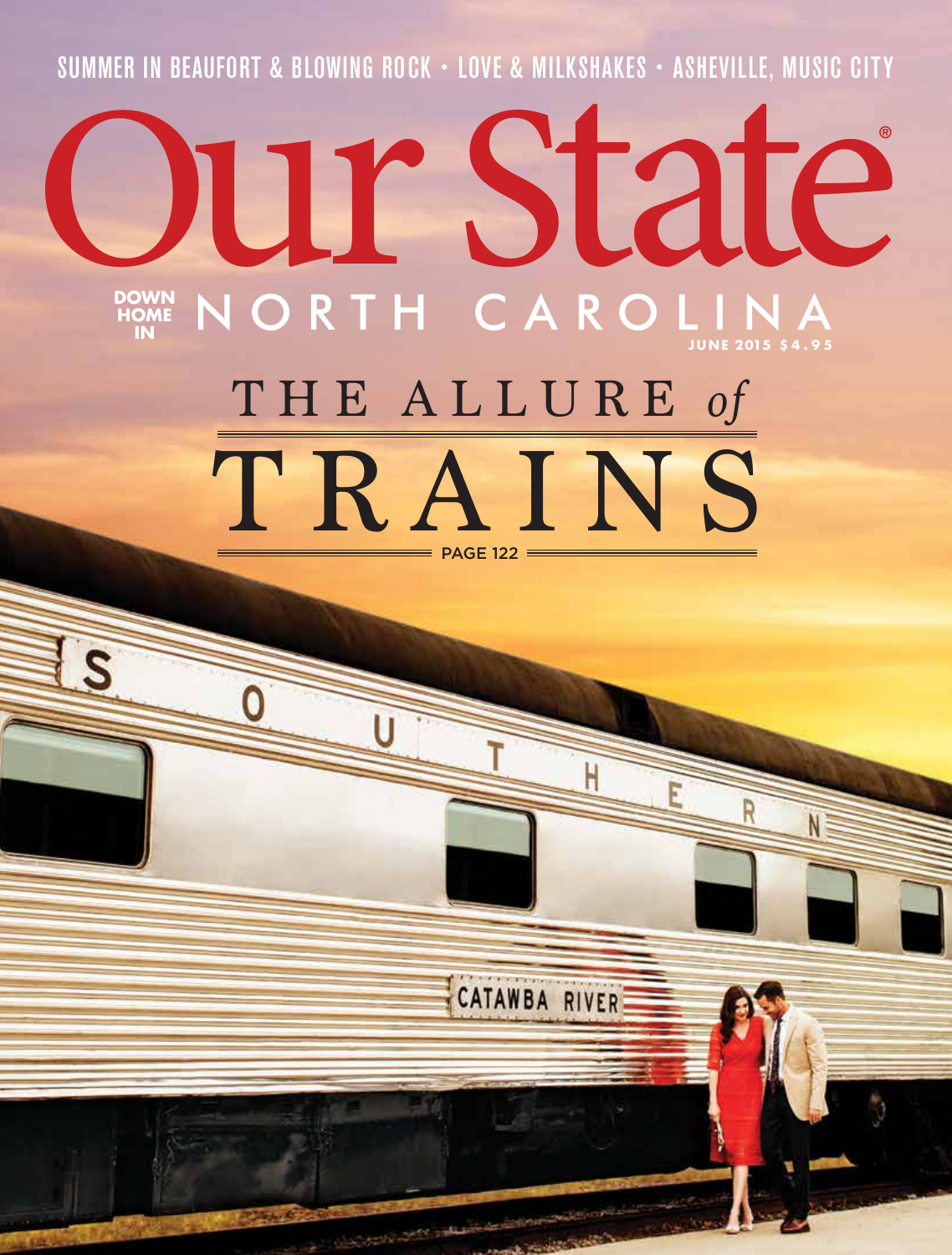SUMMER IN BEAUFORT & BLOWING ROCK • LOVE & MILKSHAKES • ASHEVILLE, MUSIC CITY

# Our State®

DOWN HOME IN NORTH CAROLINA

JUNE 2015 $4.95

## THE ALLURE *of* TRAINS

PAGE 122

SOUTHERN

CATAWBA RIVER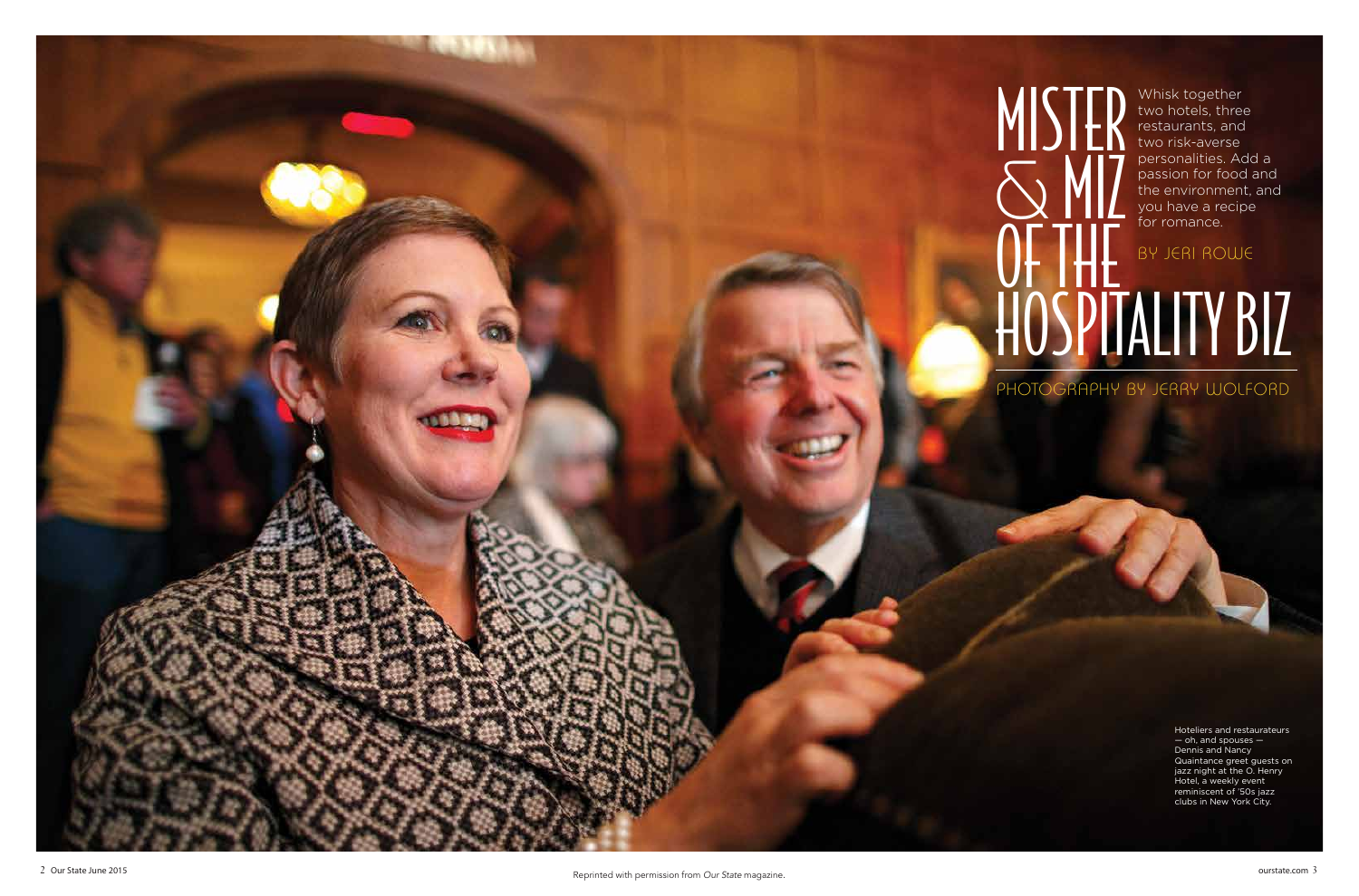# MISTER & MIZ OF THE HOSPITALITY BIZ

Whisk together two hotels, three restaurants, and two risk-averse personalities. Add a passion for food and the environment, and you have a recipe for romance.

BY JERI ROWE

PHOTOGRAPHY BY JERRY WOLFORD

Hoteliers and restaurateurs — oh, and spouses — Dennis and Nancy Quaintance greet guests on jazz night at the O. Henry Hotel, a weekly event reminiscent of '50s jazz clubs in New York City.

Reprinted with permission from *Our State* magazine.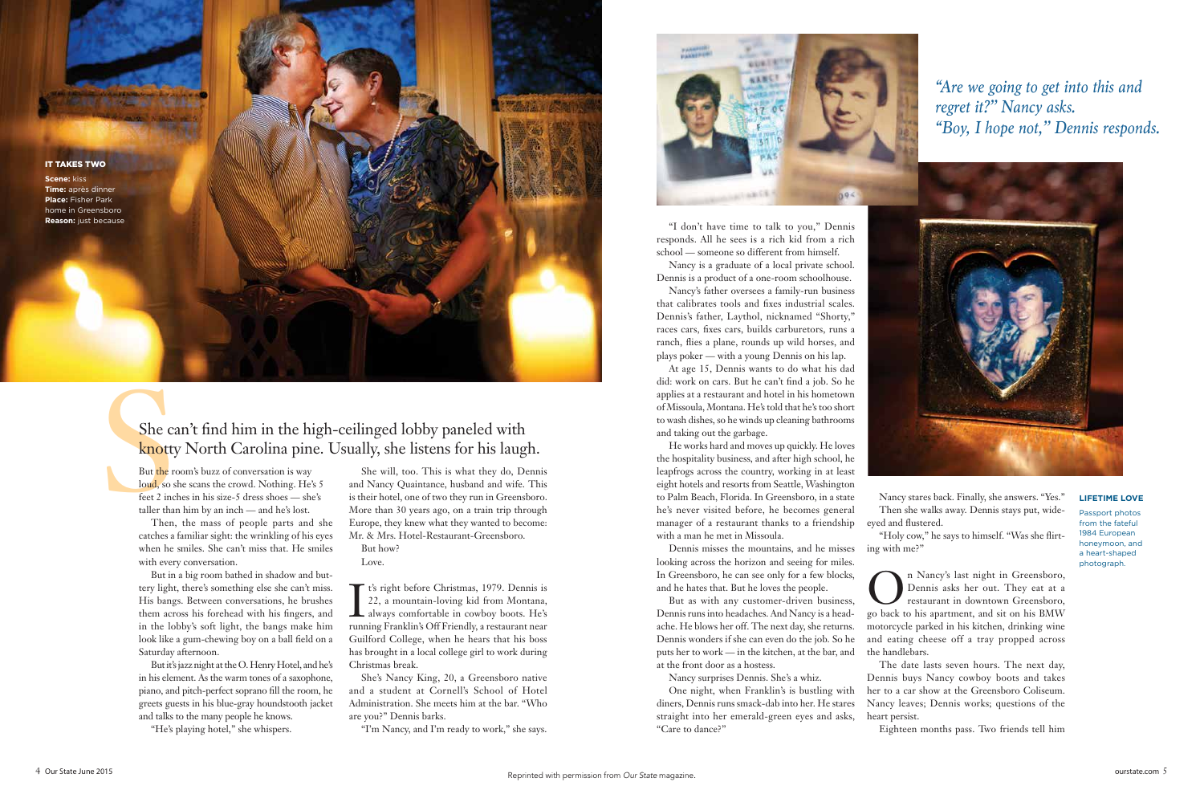**IT TAKES TWO**

**Scene:** kiss
**Time:** après dinner
**Place:** Fisher Park home in Greensboro
**Reason:** just because

She can't find him in the high-ceilinged lobby paneled with knotty North Carolina pine. Usually, she listens for his laugh.

But the room's buzz of conversation is way loud, so she scans the crowd. Nothing. He's 5 feet 2 inches in his size-5 dress shoes — she's taller than him by an inch — and he's lost.

Then, the mass of people parts and she catches a familiar sight: the wrinkling of his eyes when he smiles. She can't miss that. He smiles with every conversation.

But in a big room bathed in shadow and buttery light, there's something else she can't miss. His bangs. Between conversations, he brushes them across his forehead with his fingers, and in the lobby's soft light, the bangs make him look like a gum-chewing boy on a ball field on a Saturday afternoon.

But it's jazz night at the O. Henry Hotel, and he's in his element. As the warm tones of a saxophone, piano, and pitch-perfect soprano fill the room, he greets guests in his blue-gray houndstooth jacket and talks to the many people he knows.

"He's playing hotel," she whispers.

She will, too. This is what they do, Dennis and Nancy Quaintance, husband and wife. This is their hotel, one of two they run in Greensboro. More than 30 years ago, on a train trip through Europe, they knew what they wanted to become: Mr. & Mrs. Hotel-Restaurant-Greensboro.

But how?

Love.

It's right before Christmas, 1979. Dennis is 22, a mountain-loving kid from Montana, always comfortable in cowboy boots. He's running Franklin's Off Friendly, a restaurant near Guilford College, when he hears that his boss has brought in a local college girl to work during Christmas break.

She's Nancy King, 20, a Greensboro native and a student at Cornell's School of Hotel Administration. She meets him at the bar. "Who are you?" Dennis barks.

"I'm Nancy, and I'm ready to work," she says.

"I don't have time to talk to you," Dennis responds. All he sees is a rich kid from a rich school — someone so different from himself.

Nancy is a graduate of a local private school. Dennis is a product of a one-room schoolhouse.

Nancy's father oversees a family-run business that calibrates tools and fixes industrial scales. Dennis's father, Laythol, nicknamed "Shorty," races cars, fixes cars, builds carburetors, runs a ranch, flies a plane, rounds up wild horses, and plays poker — with a young Dennis on his lap.

At age 15, Dennis wants to do what his dad did: work on cars. But he can't find a job. So he applies at a restaurant and hotel in his hometown of Missoula, Montana. He's told that he's too short to wash dishes, so he winds up cleaning bathrooms and taking out the garbage.

He works hard and moves up quickly. He loves the hospitality business, and after high school, he leapfrogs across the country, working in at least eight hotels and resorts from Seattle, Washington to Palm Beach, Florida. In Greensboro, in a state he's never visited before, he becomes general manager of a restaurant thanks to a friendship with a man he met in Missoula.

Dennis misses the mountains, and he misses looking across the horizon and seeing for miles. In Greensboro, he can see only for a few blocks, and he hates that. But he loves the people.

But as with any customer-driven business, Dennis runs into headaches. And Nancy is a headache. He blows her off. The next day, she returns. Dennis wonders if she can even do the job. So he puts her to work — in the kitchen, at the bar, and at the front door as a hostess.

Nancy surprises Dennis. She's a whiz.

One night, when Franklin's is bustling with diners, Dennis runs smack-dab into her. He stares straight into her emerald-green eyes and asks, "Care to dance?"

*"Are we going to get into this and regret it?" Nancy asks. "Boy, I hope not," Dennis responds.*

Nancy stares back. Finally, she answers. "Yes." Then she walks away. Dennis stays put, wide-eyed and flustered.

"Holy cow," he says to himself. "Was she flirting with me?"

On Nancy's last night in Greensboro, Dennis asks her out. They eat at a restaurant in downtown Greensboro, go back to his apartment, and sit on his BMW motorcycle parked in his kitchen, drinking wine and eating cheese off a tray propped across the handlebars.

The date lasts seven hours. The next day, Dennis buys Nancy cowboy boots and takes her to a car show at the Greensboro Coliseum. Nancy leaves; Dennis works; questions of the heart persist.

Eighteen months pass. Two friends tell him

**LIFETIME LOVE**

Passport photos from the fateful 1984 European honeymoon, and a heart-shaped photograph.

Reprinted with permission from *Our State* magazine.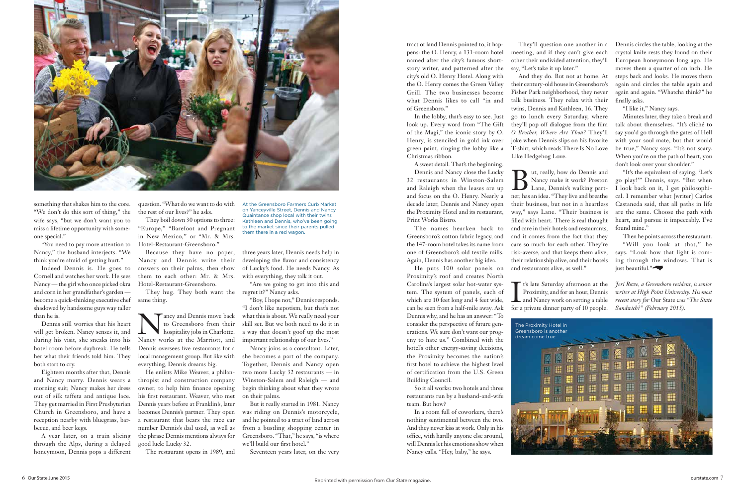something that shakes him to the core. "We don't do this sort of thing," the wife says, "but we don't want you to miss a lifetime opportunity with someone special."

"You need to pay more attention to Nancy," the husband interjects. "We think you're afraid of getting hurt."

Indeed Dennis is. He goes to Cornell and watches her work. He sees Nancy — the girl who once picked okra and corn in her grandfather's garden — become a quick-thinking executive chef shadowed by handsome guys way taller than he is.

Dennis still worries that his heart will get broken. Nancy senses it, and during his visit, she sneaks into his hotel room before daybreak. He tells her what their friends told him. They both start to cry.

Eighteen months after that, Dennis and Nancy marry. Dennis wears a morning suit; Nancy makes her dress out of silk taffeta and antique lace. They get married in First Presbyterian Church in Greensboro, and have a reception nearby with bluegrass, barbecue, and beer kegs.

A year later, on a train slicing through the Alps, during a delayed honeymoon, Dennis pops a different question. "What do we want to do with the rest of our lives?" he asks.

They boil down 30 options to three: "Europe," "Barefoot and Pregnant in New Mexico," or "Mr. & Mrs. Hotel-Restaurant-Greensboro."

Because they have no paper, Nancy and Dennis write their answers on their palms, then show them to each other: Mr. & Mrs. Hotel-Restaurant-Greensboro.

They hug. They both want the same thing.

Nancy and Dennis move back to Greensboro from their hospitality jobs in Charlotte. Nancy works at the Marriott, and Dennis oversees five restaurants for a local management group. But like with everything, Dennis dreams big.

He enlists Mike Weaver, a philanthropist and construction company owner, to help him finance opening his first restaurant. Weaver, who met Dennis years before at Franklin's, later becomes Dennis's partner. They open a restaurant that bears the race car number Dennis's dad used, as well as the phrase Dennis mentions always for good luck: Lucky 32.

The restaurant opens in 1989, and three years later, Dennis needs help in developing the flavor and consistency of Lucky's food. He needs Nancy. As with everything, they talk it out.

"Are we going to get into this and regret it?" Nancy asks.

"Boy, I hope not," Dennis responds. "I don't like nepotism, but that's not what this is about. We really need your skill set. But we both need to do it in a way that doesn't goof up the most important relationship of our lives."

Nancy joins as a consultant. Later, she becomes a part of the company. Together, Dennis and Nancy open two more Lucky 32 restaurants — in Winston-Salem and Raleigh — and begin thinking about what they wrote on their palms.

But it really started in 1981. Nancy was riding on Dennis's motorcycle, and he pointed to a tract of land across from a bustling shopping center in Greensboro. "That," he says, "is where we'll build our first hotel."

Seventeen years later, on the very tract of land Dennis pointed to, it happens: the O. Henry, a 131-room hotel named after the city's famous short-story writer, and patterned after the city's old O. Henry Hotel. Along with the O. Henry comes the Green Valley Grill. The two businesses become what Dennis likes to call "in and of Greensboro."

In the lobby, that's easy to see. Just look up. Every word from "The Gift of the Magi," the iconic story by O. Henry, is stenciled in gold ink over green paint, ringing the lobby like a Christmas ribbon.

A sweet detail. That's the beginning.

Dennis and Nancy close the Lucky 32 restaurants in Winston-Salem and Raleigh when the leases are up and focus on the O. Henry. Nearly a decade later, Dennis and Nancy open the Proximity Hotel and its restaurant, Print Works Bistro.

The names hearken back to Greensboro's cotton fabric legacy, and the 147-room hotel takes its name from one of Greensboro's old textile mills. Again, Dennis has another big idea.

He puts 100 solar panels on Proximity's roof and creates North Carolina's largest solar hot-water system. The system of panels, each of which are 10 feet long and 4 feet wide, can be seen from a half-mile away. Ask Dennis why, and he has an answer: "To consider the perspective of future generations. We sure don't want our progeny to hate us." Combined with the hotel's other energy-saving decisions, the Proximity becomes the nation's first hotel to achieve the highest level of certification from the U.S. Green Building Council.

So it all works: two hotels and three restaurants run by a husband-and-wife team. But how?

In a room full of coworkers, there's nothing sentimental between the two. And they never kiss at work. Only in his office, with hardly anyone else around, will Dennis let his emotions show when Nancy calls. "Hey, baby," he says.

They'll question one another in a meeting, and if they can't give each other their undivided attention, they'll say, "Let's take it up later."

And they do. But not at home. At their century-old house in Greensboro's Fisher Park neighborhood, they never talk business. They relax with their twins, Dennis and Kathleen, 16. They go to lunch every Saturday, where they'll pop off dialogue from the film *O Brother, Where Art Thou?* They'll joke when Dennis slips on his favorite T-shirt, which reads There Is No Love Like Hedgehog Love.

But, really, how do Dennis and Nancy make it work? Preston Lane, Dennis's walking partner, has an idea. "They live and breathe their business, but not in a heartless way," says Lane. "Their business is filled with heart. There is real thought and care in their hotels and restaurants, and it comes from the fact that they care so much for each other. They're risk-averse, and that keeps them alive, their relationship alive, and their hotels and restaurants alive, as well."

It's late Saturday afternoon at the Proximity, and for an hour, Dennis and Nancy work on setting a table for a private dinner party of 10 people. Dennis circles the table, looking at the crystal knife rests they found on their European honeymoon long ago. He moves them a quarter of an inch. He steps back and looks. He moves them again and circles the table again and again and again. "Whatcha think?" he finally asks.

"I like it," Nancy says.

Minutes later, they take a break and talk about themselves. "It's cliché to say you'd go through the gates of Hell with your soul mate, but that would be true," Nancy says. "It's not scary. When you're on the path of heart, you don't look over your shoulder."

"It's the equivalent of saying, 'Let's go play!'" Dennis, says. "But when I look back on it, I get philosophical. I remember what [writer] Carlos Castaneda said, that all paths in life are the same. Choose the path with heart, and pursue it impeccably. I've found mine."

Then he points across the restaurant.

"Will you look at that," he says. "Look how that light is coming through the windows. That is just beautiful."

*Jeri Rowe, a Greensboro resident, is senior writer at High Point University. His most recent story for* Our State *was "The State Sandwich?" (February 2015).*

At the Greensboro Farmers Curb Market on Yanceyville Street, Dennis and Nancy Quaintance shop local with their twins Kathleen and Dennis, who've been going to the market since their parents pulled them there in a red wagon.

The Proximity Hotel in Greensboro is another dream come true.

Reprinted with permission from *Our State* magazine.